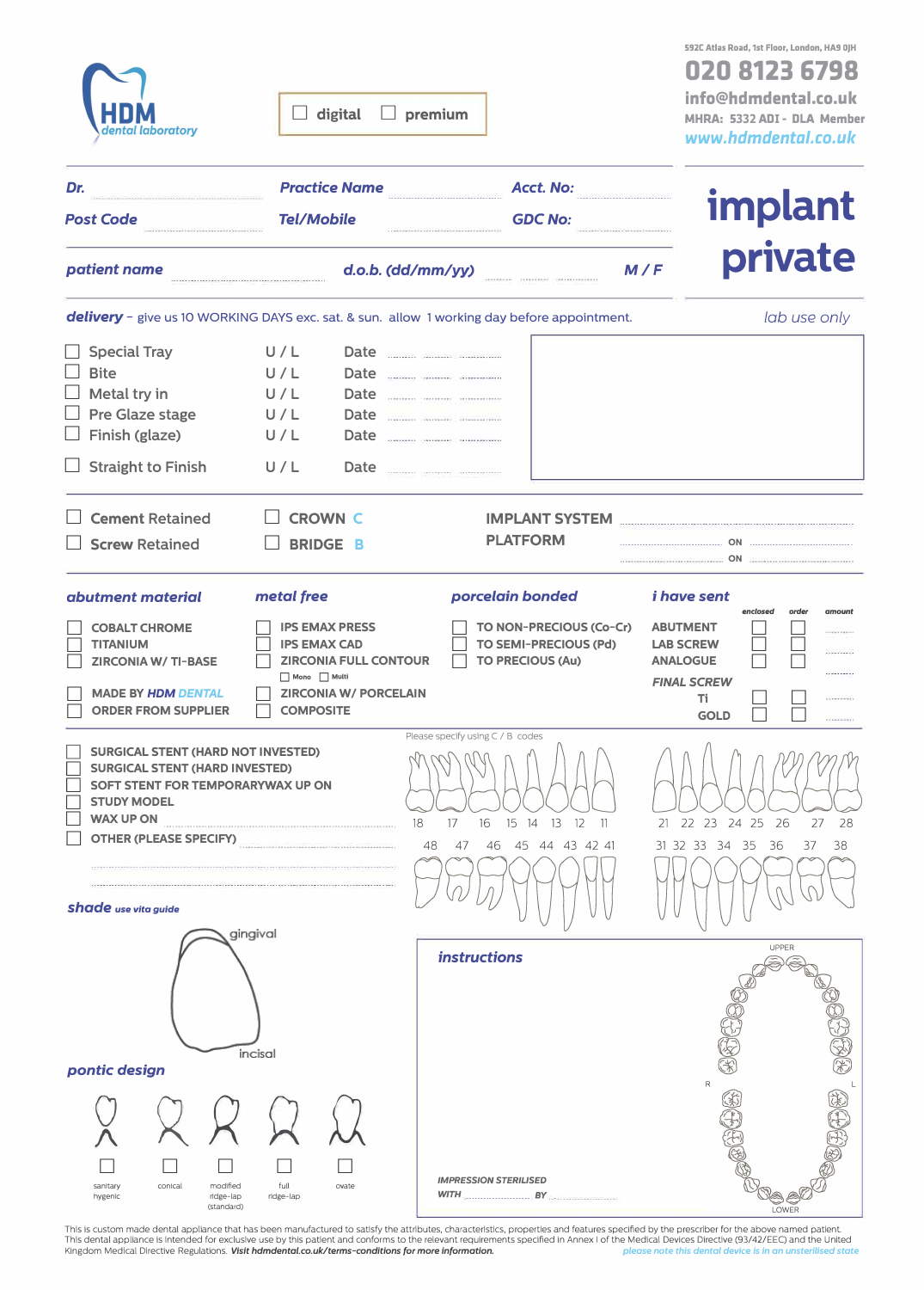HDM dental laboratory

☐ digital ☐ premium

592C Atlas Road, 1st Floor, London, HA9 0JH

020 8123 6798

info@hdmdental.co.uk

MHRA: 5332 ADI - DLA Member

www.hdmdental.co.uk

# implant private

**Dr.** .................. **Practice Name** .................. **Acct. No:** ..................

**Post Code** .................. **Tel/Mobile** .................. **GDC No:** ..................

**patient name** .................. **d.o.b. (dd/mm/yy)** ...... ...... ...... **M / F**

**delivery** – give us 10 WORKING DAYS exc. sat. & sun. allow 1 working day before appointment.

*lab use only*

- ☐ Special Tray U / L Date ...... ...... ......
- ☐ Bite U / L Date ...... ...... ......
- ☐ Metal try in U / L Date ...... ...... ......
- ☐ Pre Glaze stage U / L Date ...... ...... ......
- ☐ Finish (glaze) U / L Date ...... ...... ......
- ☐ Straight to Finish U / L Date ...... ...... ......

- ☐ Cement Retained
- ☐ Screw Retained
- ☐ CROWN C
- ☐ BRIDGE B

IMPLANT SYSTEM ..................

PLATFORM .................. ON .................. ON ..................

### abutment material

- ☐ COBALT CHROME
- ☐ TITANIUM
- ☐ ZIRCONIA W/ TI-BASE
- ☐ MADE BY HDM DENTAL
- ☐ ORDER FROM SUPPLIER

### metal free

- ☐ IPS EMAX PRESS
- ☐ IPS EMAX CAD
- ☐ ZIRCONIA FULL CONTOUR
  - ☐ Mono ☐ Multi
- ☐ ZIRCONIA W/ PORCELAIN
- ☐ COMPOSITE

### porcelain bonded

- ☐ TO NON-PRECIOUS (Co-Cr)
- ☐ TO SEMI-PRECIOUS (Pd)
- ☐ TO PRECIOUS (Au)

### i have sent

| | enclosed | order | amount |
|---|---|---|---|
| ABUTMENT | ☐ | ☐ | ...... |
| LAB SCREW | ☐ | ☐ | ...... |
| ANALOGUE | ☐ | ☐ | ...... |
| *FINAL SCREW* | | | |
| Ti | ☐ | ☐ | ...... |
| GOLD | ☐ | ☐ | ...... |

- ☐ SURGICAL STENT (HARD NOT INVESTED)
- ☐ SURGICAL STENT (HARD INVESTED)
- ☐ SOFT STENT FOR TEMPORARYWAX UP ON
- ☐ STUDY MODEL
- ☐ WAX UP ON
- ☐ OTHER (PLEASE SPECIFY) ..................

Please specify using C / B codes

18 17 16 15 14 13 12 11 21 22 23 24 25 26 27 28

48 47 46 45 44 43 42 41 31 32 33 34 35 36 37 38

**shade** use vita guide

gingival

incisal

### pontic design

☐ sanitary hygenic ☐ conical ☐ modified ridge-lap (standard) ☐ full ridge-lap ☐ ovate

### instructions

UPPER

R L

LOWER

IMPRESSION STERILISED WITH .................. BY ..................

This is custom made dental appliance that has been manufactured to satisfy the attributes, characteristics, properties and features specified by the prescriber for the above named patient. This dental appliance is intended for exclusive use by this patient and conforms to the relevant requirements specified in Annex I of the Medical Devices Directive (93/42/EEC) and the United Kingdom Medical Directive Regulations. *Visit hdmdental.co.uk/terms-conditions for more information.*

*please note this dental device is in an unsterilised state*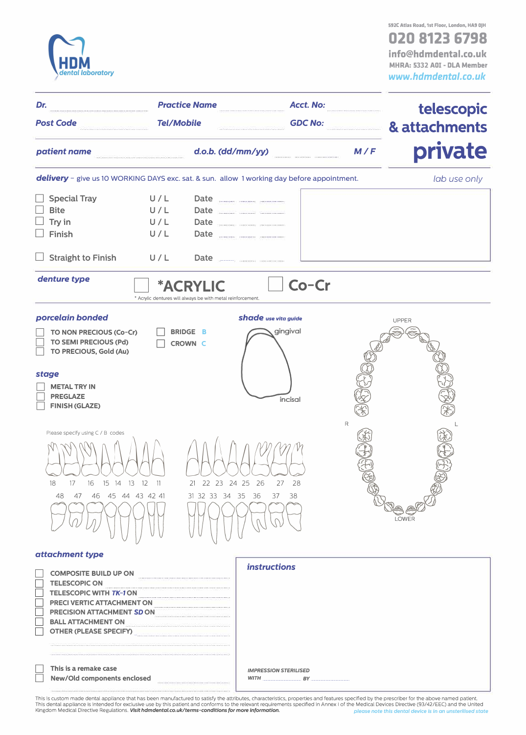HDM dental laboratory

592C Atlas Road, 1st Floor, London, HA9 0JH

**020 8123 6798**

info@hdmdental.co.uk

MHRA: 5332 A0I - DLA Member

www.hdmdental.co.uk

**Dr.** ........................ **Practice Name** ........................ **Acct. No:** ........................

**Post Code** ........................ **Tel/Mobile** ........................ **GDC No:** ........................

**patient name** ........................ **d.o.b. (dd/mm/yy)** ...... ...... ...... **M / F**

# telescopic & attachments private

**delivery** – give us 10 WORKING DAYS exc. sat. & sun. allow 1 working day before appointment.

*lab use only*

- ☐ Special Tray U / L Date ...... ...... ......
- ☐ Bite U / L Date ...... ...... ......
- ☐ Try in U / L Date ...... ...... ......
- ☐ Finish U / L Date ...... ...... ......
- ☐ Straight to Finish U / L Date ...... ...... ......

**denture type** ☐ *ACRYLIC ☐ Co-Cr

* Acrylic dentures will always be with metal reinforcement.

**porcelain bonded**

- ☐ TO NON PRECIOUS (Co-Cr)
- ☐ TO SEMI PRECIOUS (Pd)
- ☐ TO PRECIOUS, Gold (Au)
- ☐ BRIDGE B
- ☐ CROWN C

**shade** *use vita guide*

gingival

incisal

**stage**

- ☐ METAL TRY IN
- ☐ PREGLAZE
- ☐ FINISH (GLAZE)

Please specify using C / B codes

18 17 16 15 14 13 12 11 21 22 23 24 25 26 27 28

48 47 46 45 44 43 42 41 31 32 33 34 35 36 37 38

UPPER

R L

LOWER

**attachment type**

- ☐ COMPOSITE BUILD UP ON ........................
- ☐ TELESCOPIC ON ........................
- ☐ TELESCOPIC WITH *TK-1* ON ........................
- ☐ PRECI VERTIC ATTACHMENT ON ........................
- ☐ PRECISION ATTACHMENT *SD* ON ........................
- ☐ BALL ATTACHMENT ON ........................
- ☐ OTHER (PLEASE SPECIFY) ........................

........................

........................

- ☐ This is a remake case
- ☐ New/Old components enclosed ........................

**instructions**

IMPRESSION STERILISED
WITH ........................ BY ........................

This is custom made dental appliance that has been manufactured to satisfy the attributes, characteristics, properties and features specified by the prescriber for the above named patient. This dental appliance is intended for exclusive use by this patient and conforms to the relevant requirements specified in Annex I of the Medical Devices Directive (93/42/EEC) and the United Kingdom Medical Directive Regulations. *Visit hdmdental.co.uk/terms-conditions for more information.*

*please note this dental device is in an unsterilised state*